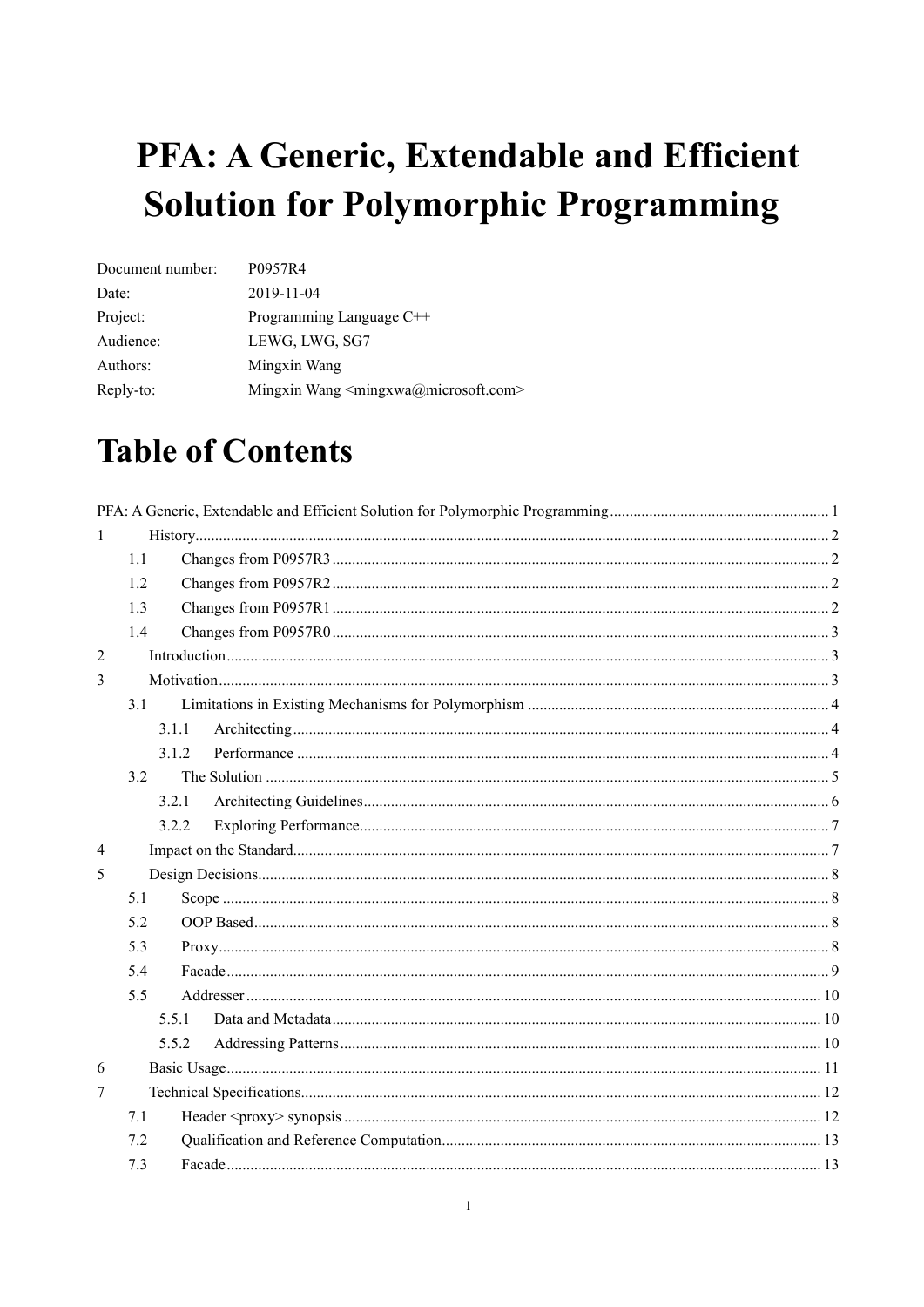# PFA: A Generic, Extendable and Efficient Solution for Polymorphic Programming

| | |
|---|---|
| Document number: | P0957R4 |
| Date: | 2019-11-04 |
| Project: | Programming Language C++ |
| Audience: | LEWG, LWG, SG7 |
| Authors: | Mingxin Wang |
| Reply-to: | Mingxin Wang <mingxwa@microsoft.com> |

# Table of Contents

PFA: A Generic, Extendable and Efficient Solution for Polymorphic Programming ........ 1

- 1 History ........ 2
  - 1.1 Changes from P0957R3 ........ 2
  - 1.2 Changes from P0957R2 ........ 2
  - 1.3 Changes from P0957R1 ........ 2
  - 1.4 Changes from P0957R0 ........ 3
- 2 Introduction ........ 3
- 3 Motivation ........ 3
  - 3.1 Limitations in Existing Mechanisms for Polymorphism ........ 4
    - 3.1.1 Architecting ........ 4
    - 3.1.2 Performance ........ 4
  - 3.2 The Solution ........ 5
    - 3.2.1 Architecting Guidelines ........ 6
    - 3.2.2 Exploring Performance ........ 7
- 4 Impact on the Standard ........ 7
- 5 Design Decisions ........ 8
  - 5.1 Scope ........ 8
  - 5.2 OOP Based ........ 8
  - 5.3 Proxy ........ 8
  - 5.4 Facade ........ 9
  - 5.5 Addresser ........ 10
    - 5.5.1 Data and Metadata ........ 10
    - 5.5.2 Addressing Patterns ........ 10
- 6 Basic Usage ........ 11
- 7 Technical Specifications ........ 12
  - 7.1 Header <proxy> synopsis ........ 12
  - 7.2 Qualification and Reference Computation ........ 13
  - 7.3 Facade ........ 13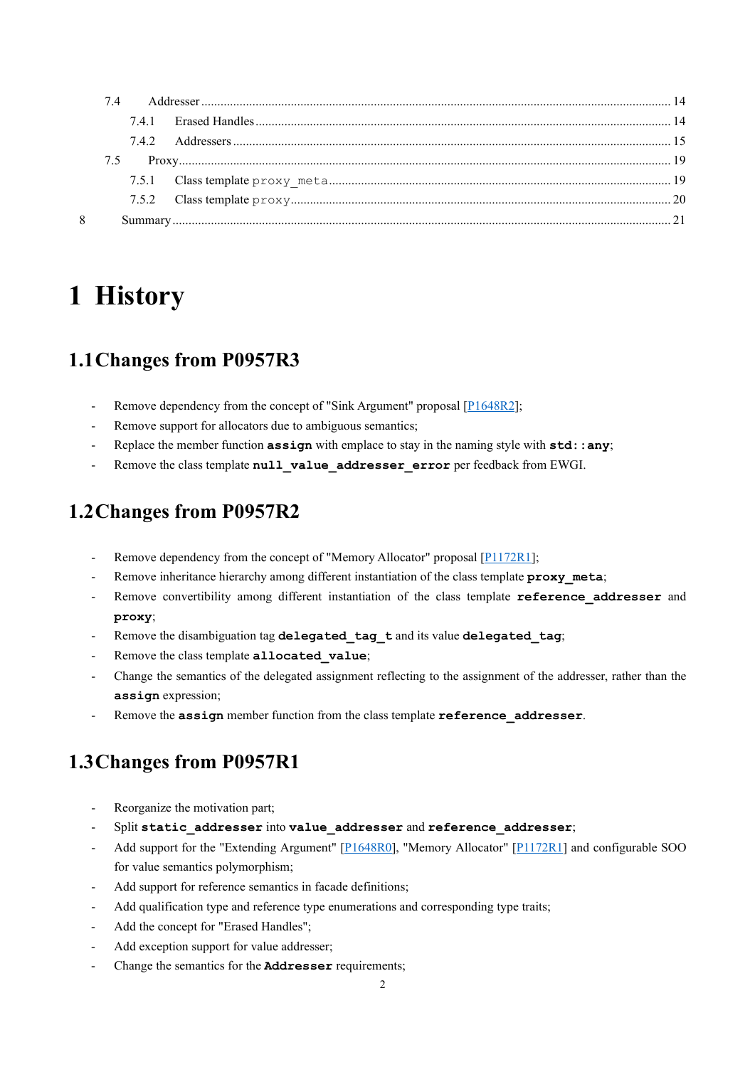- 7.4 Addresser ... 14
  - 7.4.1 Erased Handles ... 14
  - 7.4.2 Addressers ... 15
- 7.5 Proxy ... 19
  - 7.5.1 Class template `proxy_meta` ... 19
  - 7.5.2 Class template `proxy` ... 20
- 8 Summary ... 21

# 1 History

## 1.1 Changes from P0957R3

- Remove dependency from the concept of "Sink Argument" proposal [P1648R2];
- Remove support for allocators due to ambiguous semantics;
- Replace the member function **`assign`** with emplace to stay in the naming style with **`std::any`**;
- Remove the class template **`null_value_addresser_error`** per feedback from EWGI.

## 1.2 Changes from P0957R2

- Remove dependency from the concept of "Memory Allocator" proposal [P1172R1];
- Remove inheritance hierarchy among different instantiation of the class template **`proxy_meta`**;
- Remove convertibility among different instantiation of the class template **`reference_addresser`** and **`proxy`**;
- Remove the disambiguation tag **`delegated_tag_t`** and its value **`delegated_tag`**;
- Remove the class template **`allocated_value`**;
- Change the semantics of the delegated assignment reflecting to the assignment of the addresser, rather than the **`assign`** expression;
- Remove the **`assign`** member function from the class template **`reference_addresser`**.

## 1.3 Changes from P0957R1

- Reorganize the motivation part;
- Split **`static_addresser`** into **`value_addresser`** and **`reference_addresser`**;
- Add support for the "Extending Argument" [P1648R0], "Memory Allocator" [P1172R1] and configurable SOO for value semantics polymorphism;
- Add support for reference semantics in facade definitions;
- Add qualification type and reference type enumerations and corresponding type traits;
- Add the concept for "Erased Handles";
- Add exception support for value addresser;
- Change the semantics for the **`Addresser`** requirements;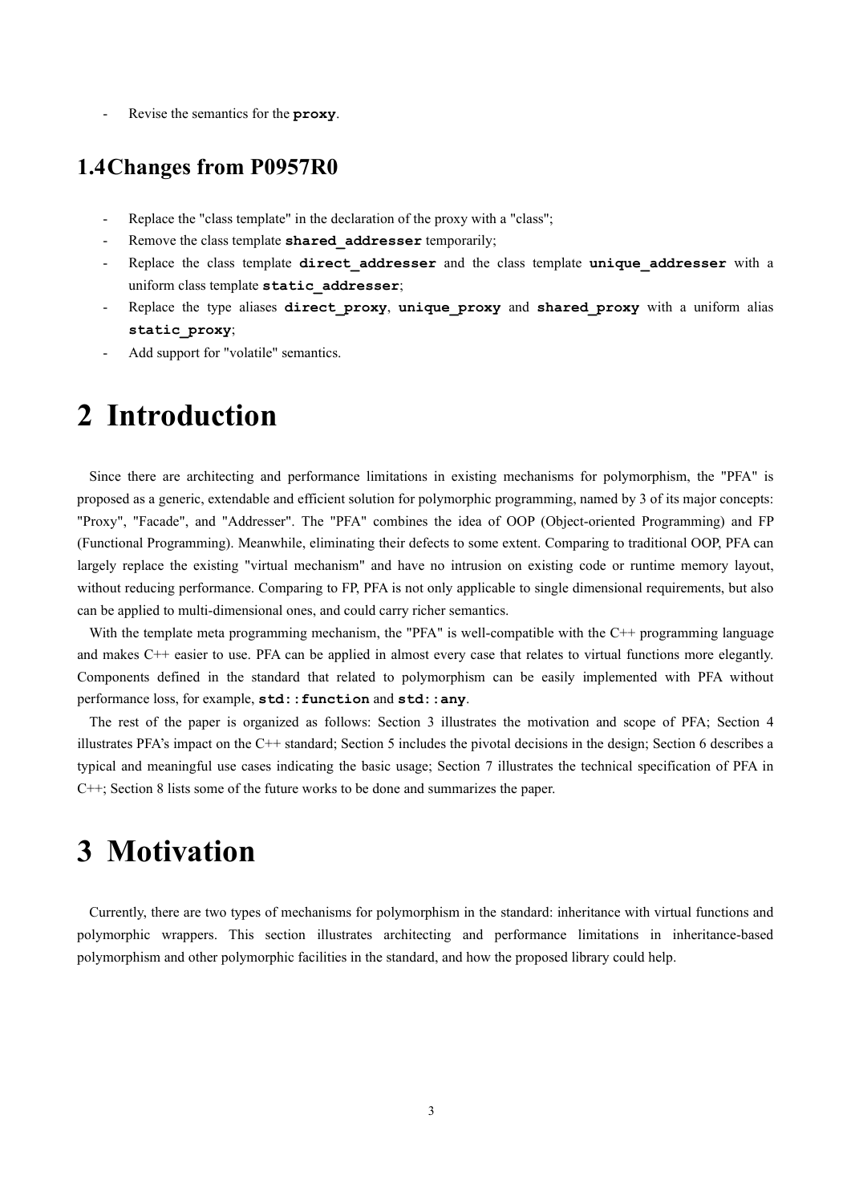- Revise the semantics for the **`proxy`**.

## 1.4 Changes from P0957R0

- Replace the "class template" in the declaration of the proxy with a "class";
- Remove the class template **`shared_addresser`** temporarily;
- Replace the class template **`direct_addresser`** and the class template **`unique_addresser`** with a uniform class template **`static_addresser`**;
- Replace the type aliases **`direct_proxy`**, **`unique_proxy`** and **`shared_proxy`** with a uniform alias **`static_proxy`**;
- Add support for "volatile" semantics.

# 2 Introduction

Since there are architecting and performance limitations in existing mechanisms for polymorphism, the "PFA" is proposed as a generic, extendable and efficient solution for polymorphic programming, named by 3 of its major concepts: "Proxy", "Facade", and "Addresser". The "PFA" combines the idea of OOP (Object-oriented Programming) and FP (Functional Programming). Meanwhile, eliminating their defects to some extent. Comparing to traditional OOP, PFA can largely replace the existing "virtual mechanism" and have no intrusion on existing code or runtime memory layout, without reducing performance. Comparing to FP, PFA is not only applicable to single dimensional requirements, but also can be applied to multi-dimensional ones, and could carry richer semantics.

With the template meta programming mechanism, the "PFA" is well-compatible with the C++ programming language and makes C++ easier to use. PFA can be applied in almost every case that relates to virtual functions more elegantly. Components defined in the standard that related to polymorphism can be easily implemented with PFA without performance loss, for example, **`std::function`** and **`std::any`**.

The rest of the paper is organized as follows: Section 3 illustrates the motivation and scope of PFA; Section 4 illustrates PFA's impact on the C++ standard; Section 5 includes the pivotal decisions in the design; Section 6 describes a typical and meaningful use cases indicating the basic usage; Section 7 illustrates the technical specification of PFA in C++; Section 8 lists some of the future works to be done and summarizes the paper.

# 3 Motivation

Currently, there are two types of mechanisms for polymorphism in the standard: inheritance with virtual functions and polymorphic wrappers. This section illustrates architecting and performance limitations in inheritance-based polymorphism and other polymorphic facilities in the standard, and how the proposed library could help.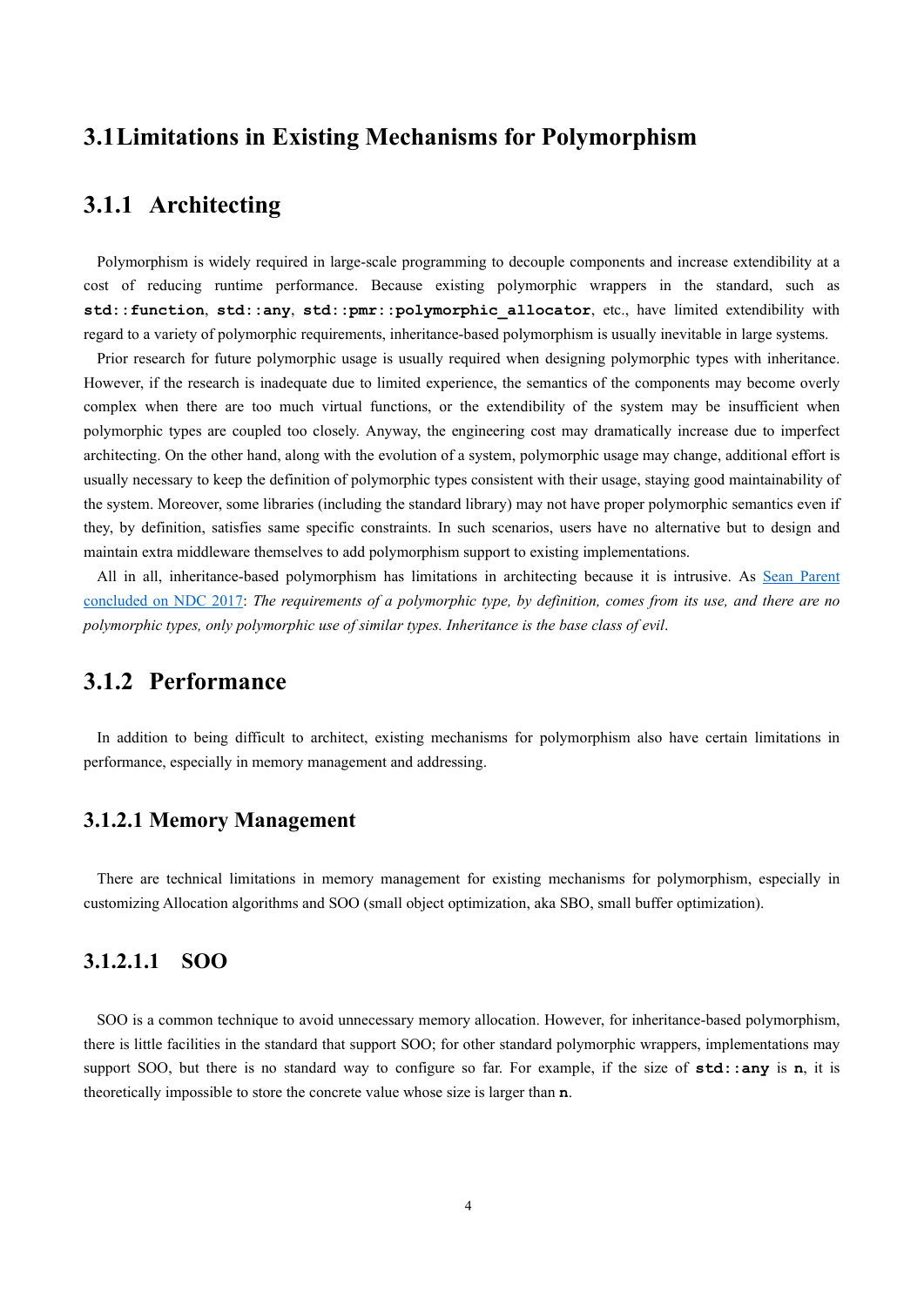## 3.1 Limitations in Existing Mechanisms for Polymorphism

### 3.1.1 Architecting

Polymorphism is widely required in large-scale programming to decouple components and increase extendibility at a cost of reducing runtime performance. Because existing polymorphic wrappers in the standard, such as **`std::function`**, **`std::any`**, **`std::pmr::polymorphic_allocator`**, etc., have limited extendibility with regard to a variety of polymorphic requirements, inheritance-based polymorphism is usually inevitable in large systems.

Prior research for future polymorphic usage is usually required when designing polymorphic types with inheritance. However, if the research is inadequate due to limited experience, the semantics of the components may become overly complex when there are too much virtual functions, or the extendibility of the system may be insufficient when polymorphic types are coupled too closely. Anyway, the engineering cost may dramatically increase due to imperfect architecting. On the other hand, along with the evolution of a system, polymorphic usage may change, additional effort is usually necessary to keep the definition of polymorphic types consistent with their usage, staying good maintainability of the system. Moreover, some libraries (including the standard library) may not have proper polymorphic semantics even if they, by definition, satisfies same specific constraints. In such scenarios, users have no alternative but to design and maintain extra middleware themselves to add polymorphism support to existing implementations.

All in all, inheritance-based polymorphism has limitations in architecting because it is intrusive. As Sean Parent concluded on NDC 2017: *The requirements of a polymorphic type, by definition, comes from its use, and there are no polymorphic types, only polymorphic use of similar types. Inheritance is the base class of evil*.

### 3.1.2 Performance

In addition to being difficult to architect, existing mechanisms for polymorphism also have certain limitations in performance, especially in memory management and addressing.

#### 3.1.2.1 Memory Management

There are technical limitations in memory management for existing mechanisms for polymorphism, especially in customizing Allocation algorithms and SOO (small object optimization, aka SBO, small buffer optimization).

##### 3.1.2.1.1 SOO

SOO is a common technique to avoid unnecessary memory allocation. However, for inheritance-based polymorphism, there is little facilities in the standard that support SOO; for other standard polymorphic wrappers, implementations may support SOO, but there is no standard way to configure so far. For example, if the size of **`std::any`** is **`n`**, it is theoretically impossible to store the concrete value whose size is larger than **`n`**.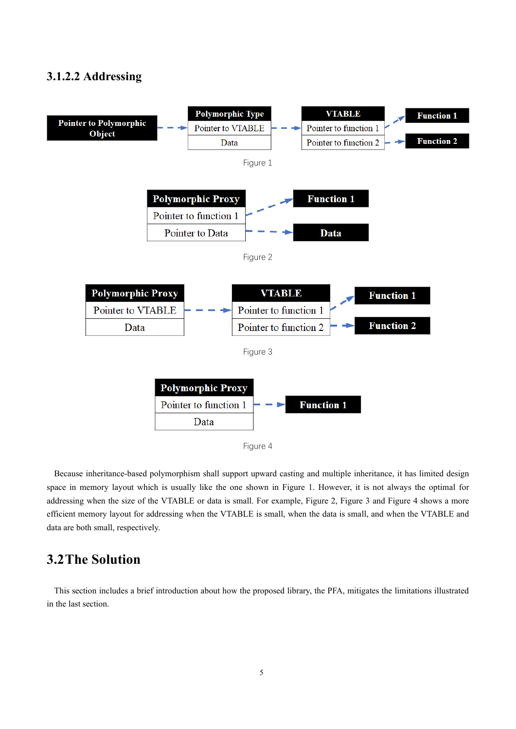### 3.1.2.2 Addressing

Figure 1

Figure 2

Figure 3

Figure 4

Because inheritance-based polymorphism shall support upward casting and multiple inheritance, it has limited design space in memory layout which is usually like the one shown in Figure 1. However, it is not always the optimal for addressing when the size of the VTABLE or data is small. For example, Figure 2, Figure 3 and Figure 4 shows a more efficient memory layout for addressing when the VTABLE is small, when the data is small, and when the VTABLE and data are both small, respectively.

## 3.2 The Solution

This section includes a brief introduction about how the proposed library, the PFA, mitigates the limitations illustrated in the last section.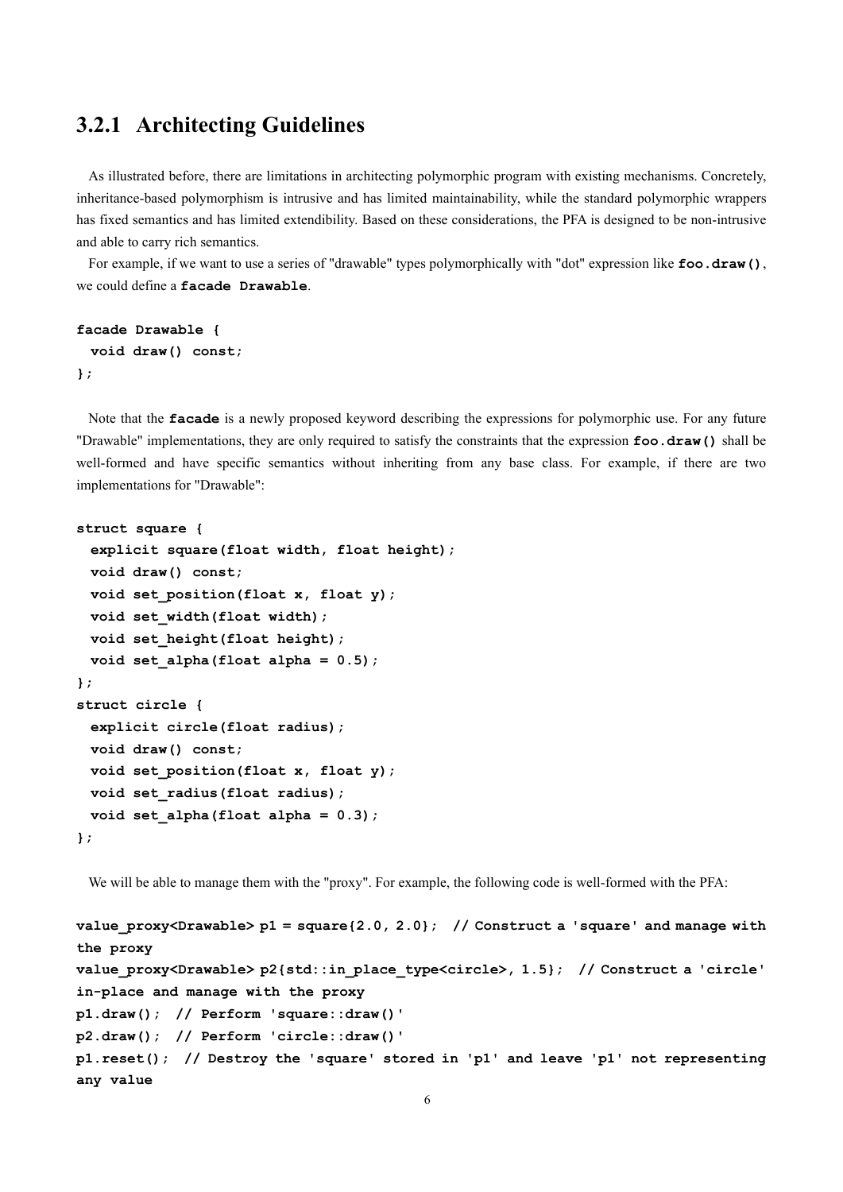### 3.2.1 Architecting Guidelines

As illustrated before, there are limitations in architecting polymorphic program with existing mechanisms. Concretely, inheritance-based polymorphism is intrusive and has limited maintainability, while the standard polymorphic wrappers has fixed semantics and has limited extendibility. Based on these considerations, the PFA is designed to be non-intrusive and able to carry rich semantics.

For example, if we want to use a series of "drawable" types polymorphically with "dot" expression like **`foo.draw()`**, we could define a **`facade Drawable`**.

```
facade Drawable {
  void draw() const;
};
```

Note that the **`facade`** is a newly proposed keyword describing the expressions for polymorphic use. For any future "Drawable" implementations, they are only required to satisfy the constraints that the expression **`foo.draw()`** shall be well-formed and have specific semantics without inheriting from any base class. For example, if there are two implementations for "Drawable":

```
struct square {
  explicit square(float width, float height);
  void draw() const;
  void set_position(float x, float y);
  void set_width(float width);
  void set_height(float height);
  void set_alpha(float alpha = 0.5);
};
struct circle {
  explicit circle(float radius);
  void draw() const;
  void set_position(float x, float y);
  void set_radius(float radius);
  void set_alpha(float alpha = 0.3);
};
```

We will be able to manage them with the "proxy". For example, the following code is well-formed with the PFA:

```
value_proxy<Drawable> p1 = square{2.0, 2.0};  // Construct a 'square' and manage with the proxy
value_proxy<Drawable> p2{std::in_place_type<circle>, 1.5};  // Construct a 'circle' in-place and manage with the proxy
p1.draw();  // Perform 'square::draw()'
p2.draw();  // Perform 'circle::draw()'
p1.reset();  // Destroy the 'square' stored in 'p1' and leave 'p1' not representing any value
```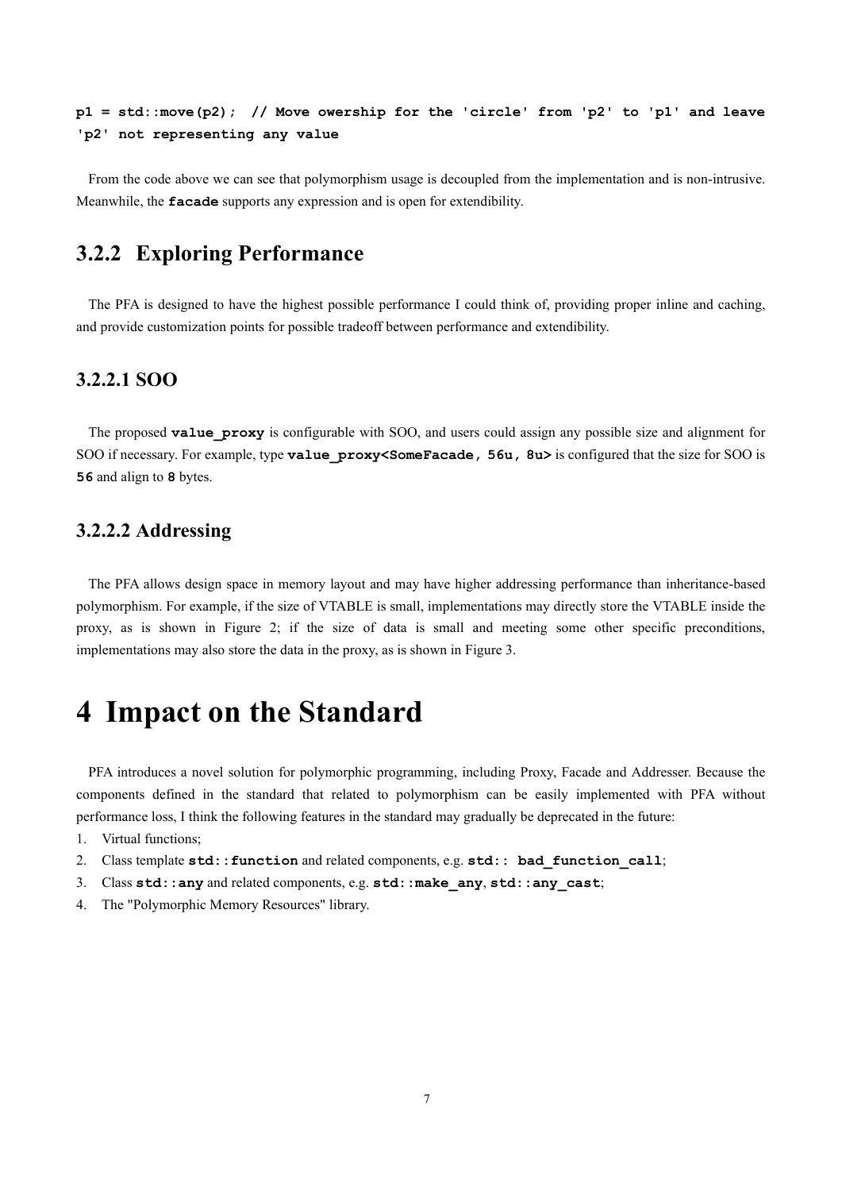```
p1 = std::move(p2);  // Move owership for the 'circle' from 'p2' to 'p1' and leave
'p2' not representing any value
```

From the code above we can see that polymorphism usage is decoupled from the implementation and is non-intrusive. Meanwhile, the **`facade`** supports any expression and is open for extendibility.

## 3.2.2 Exploring Performance

The PFA is designed to have the highest possible performance I could think of, providing proper inline and caching, and provide customization points for possible tradeoff between performance and extendibility.

### 3.2.2.1 SOO

The proposed **`value_proxy`** is configurable with SOO, and users could assign any possible size and alignment for SOO if necessary. For example, type **`value_proxy<SomeFacade, 56u, 8u>`** is configured that the size for SOO is **`56`** and align to **`8`** bytes.

### 3.2.2.2 Addressing

The PFA allows design space in memory layout and may have higher addressing performance than inheritance-based polymorphism. For example, if the size of VTABLE is small, implementations may directly store the VTABLE inside the proxy, as is shown in Figure 2; if the size of data is small and meeting some other specific preconditions, implementations may also store the data in the proxy, as is shown in Figure 3.

# 4 Impact on the Standard

PFA introduces a novel solution for polymorphic programming, including Proxy, Facade and Addresser. Because the components defined in the standard that related to polymorphism can be easily implemented with PFA without performance loss, I think the following features in the standard may gradually be deprecated in the future:

1. Virtual functions;
2. Class template **`std::function`** and related components, e.g. **`std:: bad_function_call`**;
3. Class **`std::any`** and related components, e.g. **`std::make_any`**, **`std::any_cast`**;
4. The "Polymorphic Memory Resources" library.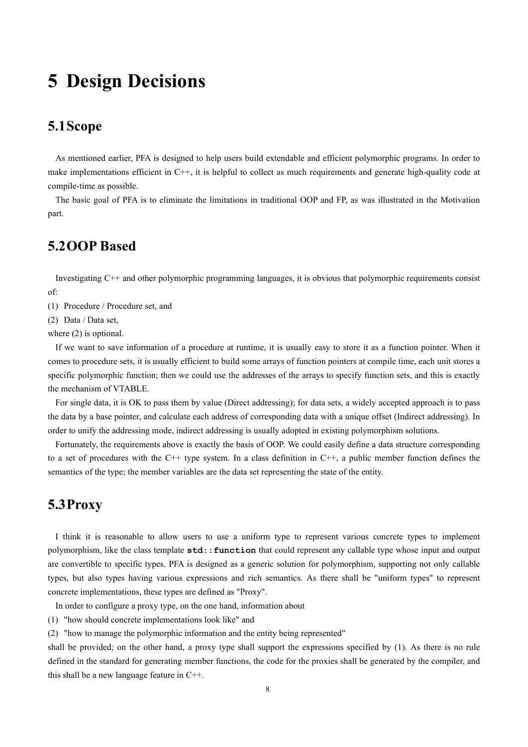# 5 Design Decisions

## 5.1 Scope

As mentioned earlier, PFA is designed to help users build extendable and efficient polymorphic programs. In order to make implementations efficient in C++, it is helpful to collect as much requirements and generate high-quality code at compile-time as possible.

The basic goal of PFA is to eliminate the limitations in traditional OOP and FP, as was illustrated in the Motivation part.

## 5.2 OOP Based

Investigating C++ and other polymorphic programming languages, it is obvious that polymorphic requirements consist of:

(1) Procedure / Procedure set, and
(2) Data / Data set,
where (2) is optional.

If we want to save information of a procedure at runtime, it is usually easy to store it as a function pointer. When it comes to procedure sets, it is usually efficient to build some arrays of function pointers at compile time, each unit stores a specific polymorphic function; then we could use the addresses of the arrays to specify function sets, and this is exactly the mechanism of VTABLE.

For single data, it is OK to pass them by value (Direct addressing); for data sets, a widely accepted approach is to pass the data by a base pointer, and calculate each address of corresponding data with a unique offset (Indirect addressing). In order to unify the addressing mode, indirect addressing is usually adopted in existing polymorphism solutions.

Fortunately, the requirements above is exactly the basis of OOP. We could easily define a data structure corresponding to a set of procedures with the C++ type system. In a class definition in C++, a public member function defines the semantics of the type; the member variables are the data set representing the state of the entity.

## 5.3 Proxy

I think it is reasonable to allow users to use a uniform type to represent various concrete types to implement polymorphism, like the class template **`std::function`** that could represent any callable type whose input and output are convertible to specific types. PFA is designed as a generic solution for polymorphism, supporting not only callable types, but also types having various expressions and rich semantics. As there shall be "uniform types" to represent concrete implementations, these types are defined as "Proxy".

In order to configure a proxy type, on the one hand, information about

(1) "how should concrete implementations look like" and
(2) "how to manage the polymorphic information and the entity being represented"

shall be provided; on the other hand, a proxy type shall support the expressions specified by (1). As there is no rule defined in the standard for generating member functions, the code for the proxies shall be generated by the compiler, and this shall be a new language feature in C++.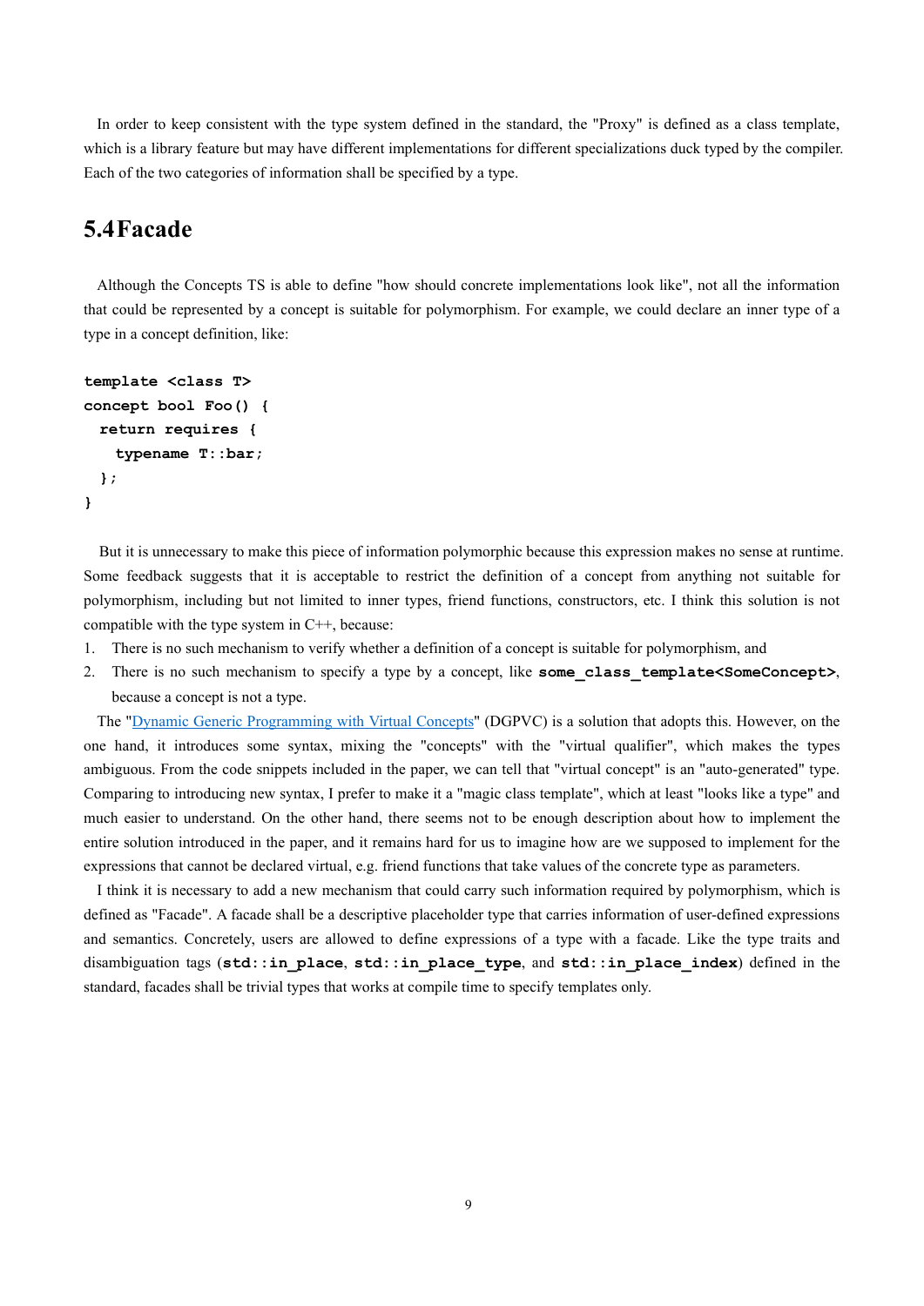In order to keep consistent with the type system defined in the standard, the "Proxy" is defined as a class template, which is a library feature but may have different implementations for different specializations duck typed by the compiler. Each of the two categories of information shall be specified by a type.

## 5.4 Facade

Although the Concepts TS is able to define "how should concrete implementations look like", not all the information that could be represented by a concept is suitable for polymorphism. For example, we could declare an inner type of a type in a concept definition, like:

```
template <class T>
concept bool Foo() {
  return requires {
    typename T::bar;
  };
}
```

But it is unnecessary to make this piece of information polymorphic because this expression makes no sense at runtime. Some feedback suggests that it is acceptable to restrict the definition of a concept from anything not suitable for polymorphism, including but not limited to inner types, friend functions, constructors, etc. I think this solution is not compatible with the type system in C++, because:

1. There is no such mechanism to verify whether a definition of a concept is suitable for polymorphism, and
2. There is no such mechanism to specify a type by a concept, like **some_class_template<SomeConcept>**, because a concept is not a type.

The "Dynamic Generic Programming with Virtual Concepts" (DGPVC) is a solution that adopts this. However, on the one hand, it introduces some syntax, mixing the "concepts" with the "virtual qualifier", which makes the types ambiguous. From the code snippets included in the paper, we can tell that "virtual concept" is an "auto-generated" type. Comparing to introducing new syntax, I prefer to make it a "magic class template", which at least "looks like a type" and much easier to understand. On the other hand, there seems not to be enough description about how to implement the entire solution introduced in the paper, and it remains hard for us to imagine how are we supposed to implement for the expressions that cannot be declared virtual, e.g. friend functions that take values of the concrete type as parameters.

I think it is necessary to add a new mechanism that could carry such information required by polymorphism, which is defined as "Facade". A facade shall be a descriptive placeholder type that carries information of user-defined expressions and semantics. Concretely, users are allowed to define expressions of a type with a facade. Like the type traits and disambiguation tags (**std::in_place**, **std::in_place_type**, and **std::in_place_index**) defined in the standard, facades shall be trivial types that works at compile time to specify templates only.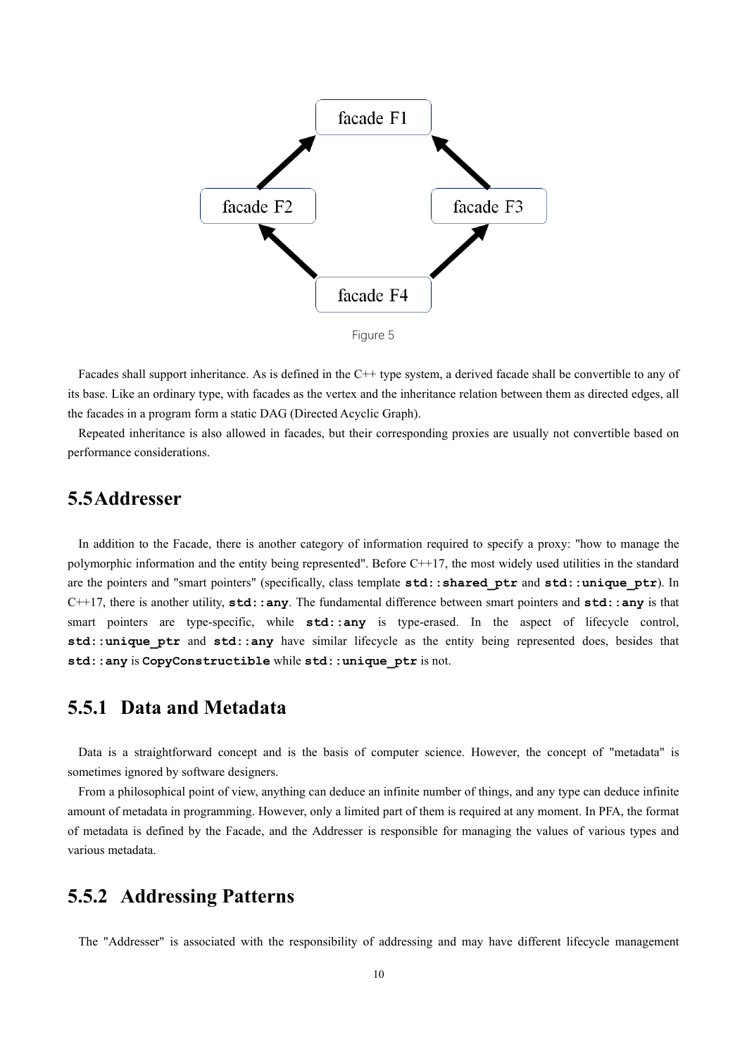Figure 5

Facades shall support inheritance. As is defined in the C++ type system, a derived facade shall be convertible to any of its base. Like an ordinary type, with facades as the vertex and the inheritance relation between them as directed edges, all the facades in a program form a static DAG (Directed Acyclic Graph).

Repeated inheritance is also allowed in facades, but their corresponding proxies are usually not convertible based on performance considerations.

## 5.5 Addresser

In addition to the Facade, there is another category of information required to specify a proxy: "how to manage the polymorphic information and the entity being represented". Before C++17, the most widely used utilities in the standard are the pointers and "smart pointers" (specifically, class template **`std::shared_ptr`** and **`std::unique_ptr`**). In C++17, there is another utility, **`std::any`**. The fundamental difference between smart pointers and **`std::any`** is that smart pointers are type-specific, while **`std::any`** is type-erased. In the aspect of lifecycle control, **`std::unique_ptr`** and **`std::any`** have similar lifecycle as the entity being represented does, besides that **`std::any`** is **`CopyConstructible`** while **`std::unique_ptr`** is not.

### 5.5.1 Data and Metadata

Data is a straightforward concept and is the basis of computer science. However, the concept of "metadata" is sometimes ignored by software designers.

From a philosophical point of view, anything can deduce an infinite number of things, and any type can deduce infinite amount of metadata in programming. However, only a limited part of them is required at any moment. In PFA, the format of metadata is defined by the Facade, and the Addresser is responsible for managing the values of various types and various metadata.

### 5.5.2 Addressing Patterns

The "Addresser" is associated with the responsibility of addressing and may have different lifecycle management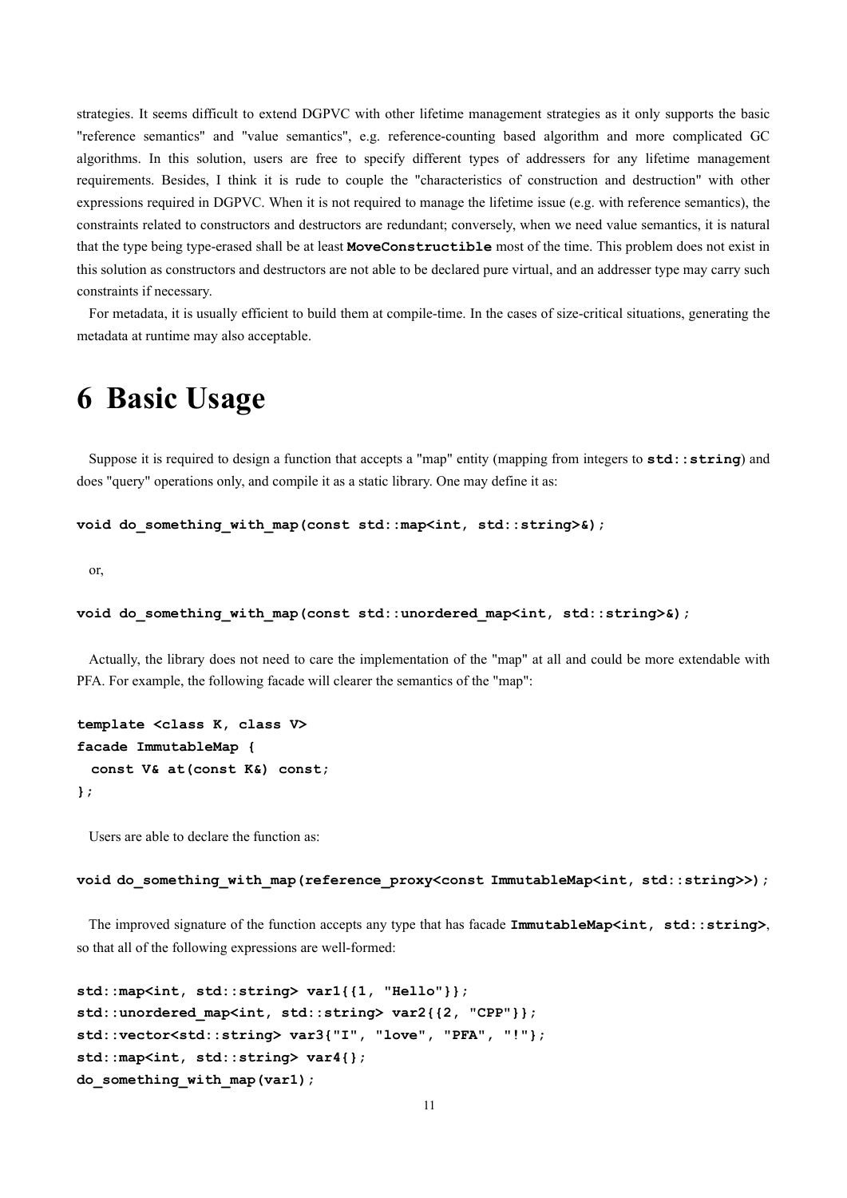strategies. It seems difficult to extend DGPVC with other lifetime management strategies as it only supports the basic "reference semantics" and "value semantics", e.g. reference-counting based algorithm and more complicated GC algorithms. In this solution, users are free to specify different types of addressers for any lifetime management requirements. Besides, I think it is rude to couple the "characteristics of construction and destruction" with other expressions required in DGPVC. When it is not required to manage the lifetime issue (e.g. with reference semantics), the constraints related to constructors and destructors are redundant; conversely, when we need value semantics, it is natural that the type being type-erased shall be at least **MoveConstructible** most of the time. This problem does not exist in this solution as constructors and destructors are not able to be declared pure virtual, and an addresser type may carry such constraints if necessary.

For metadata, it is usually efficient to build them at compile-time. In the cases of size-critical situations, generating the metadata at runtime may also acceptable.

# 6 Basic Usage

Suppose it is required to design a function that accepts a "map" entity (mapping from integers to **std::string**) and does "query" operations only, and compile it as a static library. One may define it as:

```
void do_something_with_map(const std::map<int, std::string>&);
```

or,

```
void do_something_with_map(const std::unordered_map<int, std::string>&);
```

Actually, the library does not need to care the implementation of the "map" at all and could be more extendable with PFA. For example, the following facade will clearer the semantics of the "map":

```
template <class K, class V>
facade ImmutableMap {
  const V& at(const K&) const;
};
```

Users are able to declare the function as:

```
void do_something_with_map(reference_proxy<const ImmutableMap<int, std::string>>);
```

The improved signature of the function accepts any type that has facade **ImmutableMap<int, std::string>**, so that all of the following expressions are well-formed:

```
std::map<int, std::string> var1{{1, "Hello"}};
std::unordered_map<int, std::string> var2{{2, "CPP"}};
std::vector<std::string> var3{"I", "love", "PFA", "!"};
std::map<int, std::string> var4{};
do_something_with_map(var1);
```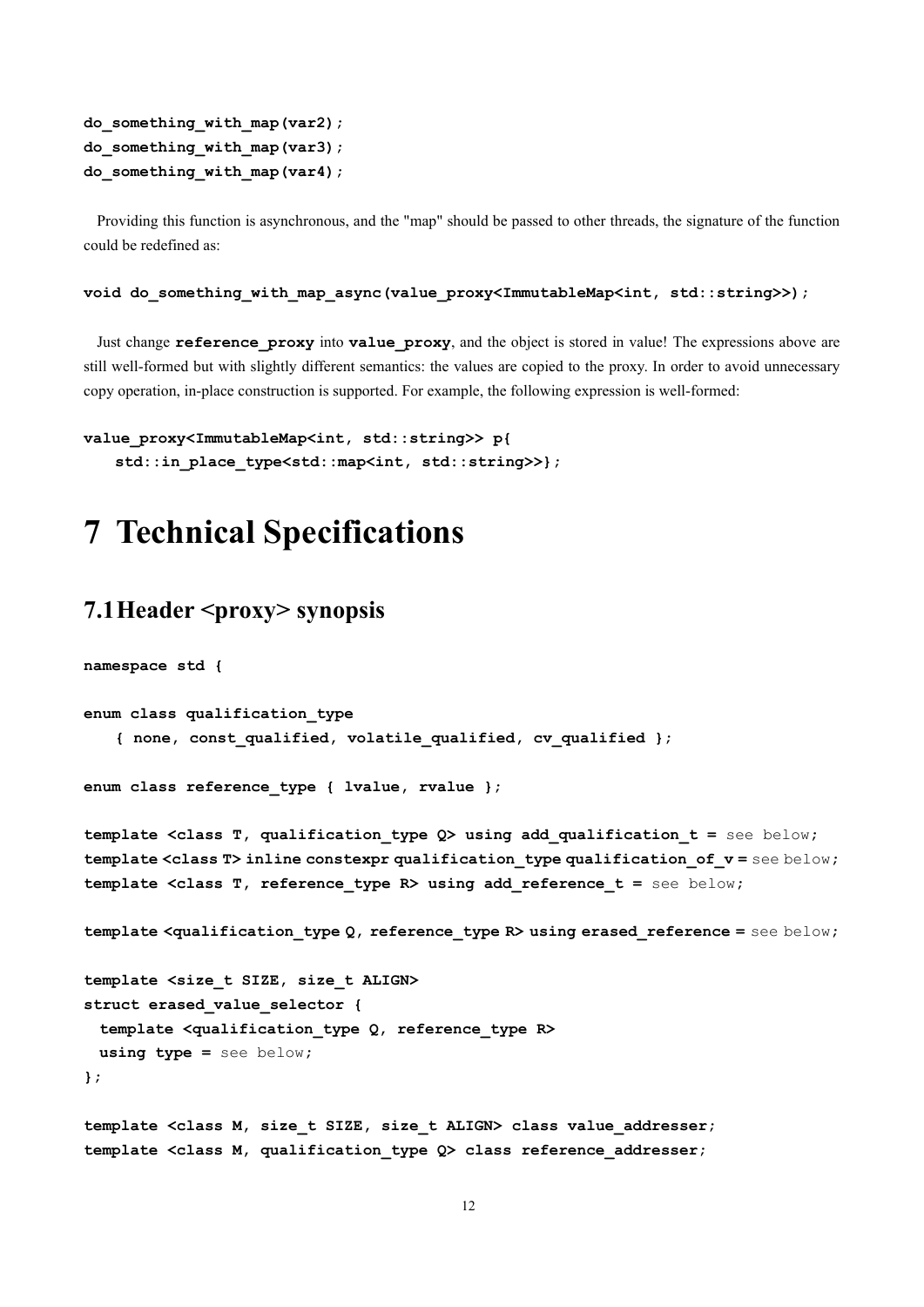```
do_something_with_map(var2);
do_something_with_map(var3);
do_something_with_map(var4);
```

Providing this function is asynchronous, and the "map" should be passed to other threads, the signature of the function could be redefined as:

```
void do_something_with_map_async(value_proxy<ImmutableMap<int, std::string>>);
```

Just change **reference_proxy** into **value_proxy**, and the object is stored in value! The expressions above are still well-formed but with slightly different semantics: the values are copied to the proxy. In order to avoid unnecessary copy operation, in-place construction is supported. For example, the following expression is well-formed:

```
value_proxy<ImmutableMap<int, std::string>> p{
    std::in_place_type<std::map<int, std::string>>};
```

# 7 Technical Specifications

## 7.1 Header <proxy> synopsis

```
namespace std {

enum class qualification_type
    { none, const_qualified, volatile_qualified, cv_qualified };

enum class reference_type { lvalue, rvalue };

template <class T, qualification_type Q> using add_qualification_t = see below;
template <class T> inline constexpr qualification_type qualification_of_v = see below;
template <class T, reference_type R> using add_reference_t = see below;

template <qualification_type Q, reference_type R> using erased_reference = see below;

template <size_t SIZE, size_t ALIGN>
struct erased_value_selector {
  template <qualification_type Q, reference_type R>
  using type = see below;
};

template <class M, size_t SIZE, size_t ALIGN> class value_addresser;
template <class M, qualification_type Q> class reference_addresser;
```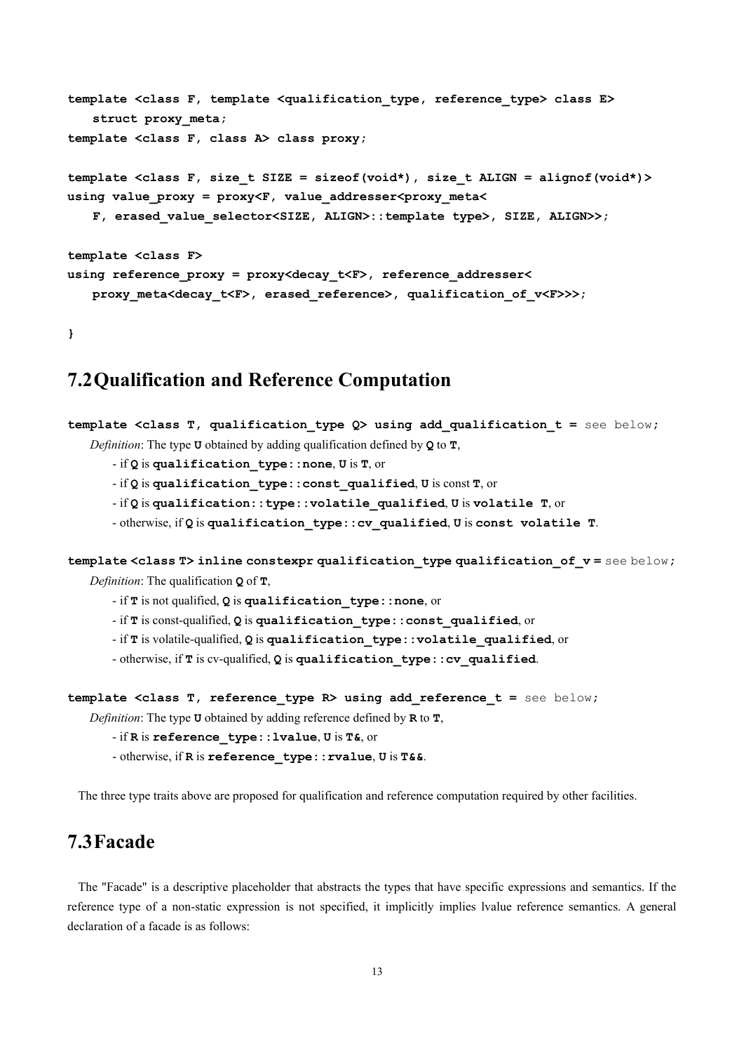```
template <class F, template <qualification_type, reference_type> class E>
    struct proxy_meta;
template <class F, class A> class proxy;

template <class F, size_t SIZE = sizeof(void*), size_t ALIGN = alignof(void*)>
using value_proxy = proxy<F, value_addresser<proxy_meta<
    F, erased_value_selector<SIZE, ALIGN>::template type>, SIZE, ALIGN>>;

template <class F>
using reference_proxy = proxy<decay_t<F>, reference_addresser<
    proxy_meta<decay_t<F>, erased_reference>, qualification_of_v<F>>>;

}
```

## 7.2 Qualification and Reference Computation

**`template <class T, qualification_type Q> using add_qualification_t =`** `see below;`

*Definition*: The type **`U`** obtained by adding qualification defined by **`Q`** to **`T`**,

- if **`Q`** is **`qualification_type::none`**, **`U`** is **`T`**, or
- if **`Q`** is **`qualification_type::const_qualified`**, **`U`** is const **`T`**, or
- if **`Q`** is **`qualification::type::volatile_qualified`**, **`U`** is **`volatile T`**, or
- otherwise, if **`Q`** is **`qualification_type::cv_qualified`**, **`U`** is **`const volatile T`**.

**`template <class T> inline constexpr qualification_type qualification_of_v =`** `see below;`

*Definition*: The qualification **`Q`** of **`T`**,

- if **`T`** is not qualified, **`Q`** is **`qualification_type::none`**, or
- if **`T`** is const-qualified, **`Q`** is **`qualification_type::const_qualified`**, or
- if **`T`** is volatile-qualified, **`Q`** is **`qualification_type::volatile_qualified`**, or
- otherwise, if **`T`** is cv-qualified, **`Q`** is **`qualification_type::cv_qualified`**.

**`template <class T, reference_type R> using add_reference_t =`** `see below;`

*Definition*: The type **`U`** obtained by adding reference defined by **`R`** to **`T`**,

- if **`R`** is **`reference_type::lvalue`**, **`U`** is **`T&`**, or
- otherwise, if **`R`** is **`reference_type::rvalue`**, **`U`** is **`T&&`**.

The three type traits above are proposed for qualification and reference computation required by other facilities.

## 7.3 Facade

The "Facade" is a descriptive placeholder that abstracts the types that have specific expressions and semantics. If the reference type of a non-static expression is not specified, it implicitly implies lvalue reference semantics. A general declaration of a facade is as follows: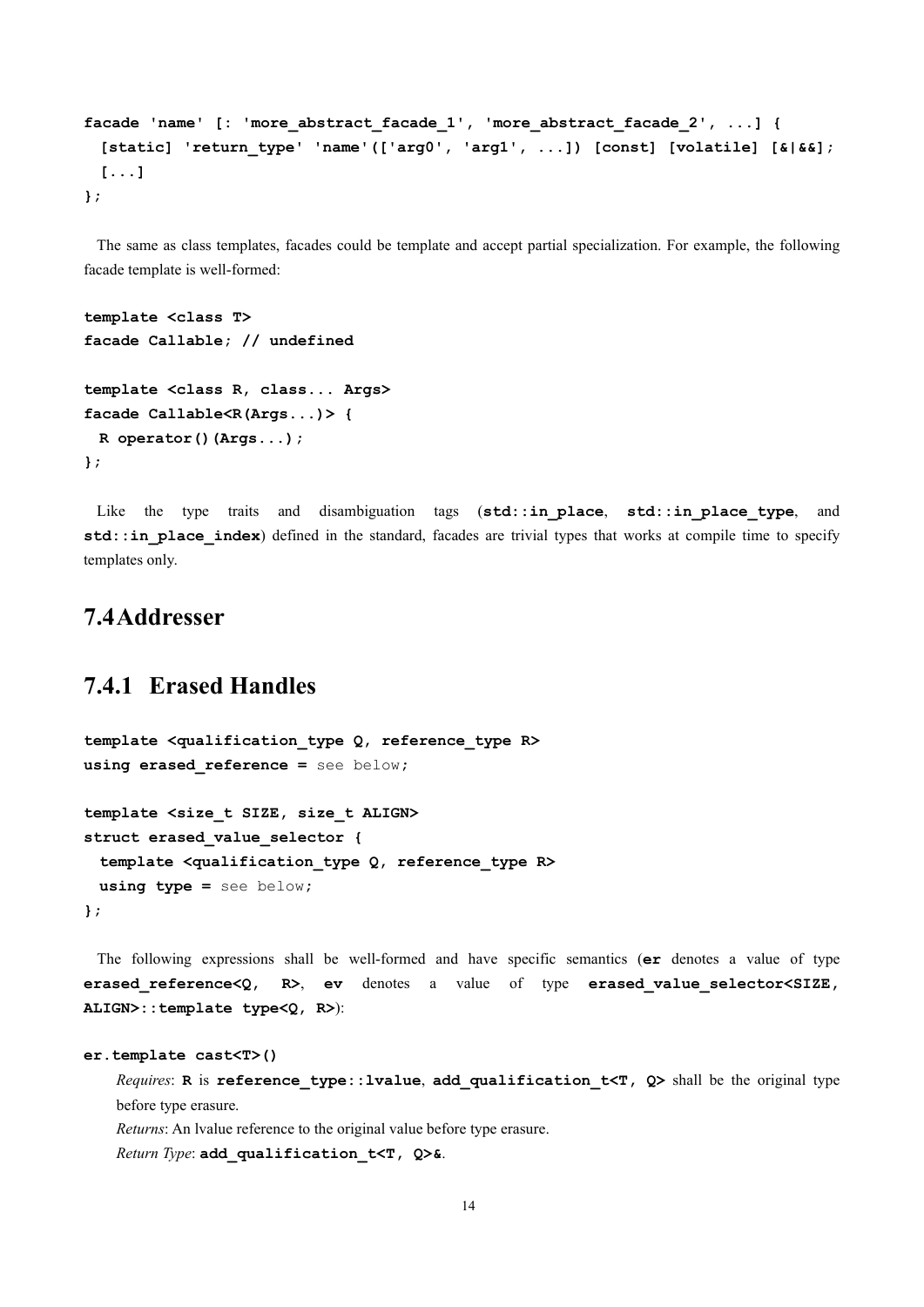```
facade 'name' [: 'more_abstract_facade_1', 'more_abstract_facade_2', ...] {
  [static] 'return_type' 'name'(['arg0', 'arg1', ...]) [const] [volatile] [&|&&];
  [...]
};
```

The same as class templates, facades could be template and accept partial specialization. For example, the following facade template is well-formed:

```
template <class T>
facade Callable; // undefined

template <class R, class... Args>
facade Callable<R(Args...)> {
  R operator()(Args...);
};
```

Like the type traits and disambiguation tags (**std::in_place**, **std::in_place_type**, and **std::in_place_index**) defined in the standard, facades are trivial types that works at compile time to specify templates only.

## 7.4 Addresser

### 7.4.1 Erased Handles

```
template <qualification_type Q, reference_type R>
using erased_reference = see below;

template <size_t SIZE, size_t ALIGN>
struct erased_value_selector {
  template <qualification_type Q, reference_type R>
  using type = see below;
};
```

The following expressions shall be well-formed and have specific semantics (**er** denotes a value of type **erased_reference<Q, R>**, **ev** denotes a value of type **erased_value_selector<SIZE, ALIGN>::template type<Q, R>**):

**er.template cast<T>()**

*Requires*: **R** is **reference_type::lvalue**, **add_qualification_t<T, Q>** shall be the original type before type erasure.

*Returns*: An lvalue reference to the original value before type erasure.

*Return Type*: **add_qualification_t<T, Q>&**.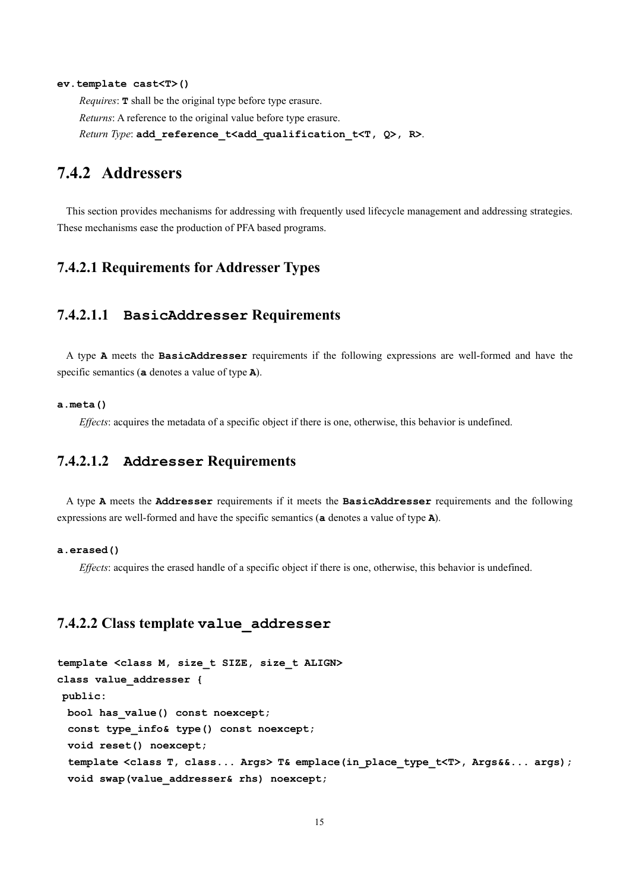**ev.template cast<T>()**

*Requires*: **T** shall be the original type before type erasure.

*Returns*: A reference to the original value before type erasure.

*Return Type*: **add_reference_t<add_qualification_t<T, Q>, R>**.

## 7.4.2 Addressers

This section provides mechanisms for addressing with frequently used lifecycle management and addressing strategies. These mechanisms ease the production of PFA based programs.

### 7.4.2.1 Requirements for Addresser Types

#### 7.4.2.1.1 BasicAddresser Requirements

A type **A** meets the **BasicAddresser** requirements if the following expressions are well-formed and have the specific semantics (**a** denotes a value of type **A**).

**a.meta()**

*Effects*: acquires the metadata of a specific object if there is one, otherwise, this behavior is undefined.

#### 7.4.2.1.2 Addresser Requirements

A type **A** meets the **Addresser** requirements if it meets the **BasicAddresser** requirements and the following expressions are well-formed and have the specific semantics (**a** denotes a value of type **A**).

**a.erased()**

*Effects*: acquires the erased handle of a specific object if there is one, otherwise, this behavior is undefined.

### 7.4.2.2 Class template value_addresser

```
template <class M, size_t SIZE, size_t ALIGN>
class value_addresser {
 public:
  bool has_value() const noexcept;
  const type_info& type() const noexcept;
  void reset() noexcept;
  template <class T, class... Args> T& emplace(in_place_type_t<T>, Args&&... args);
  void swap(value_addresser& rhs) noexcept;
```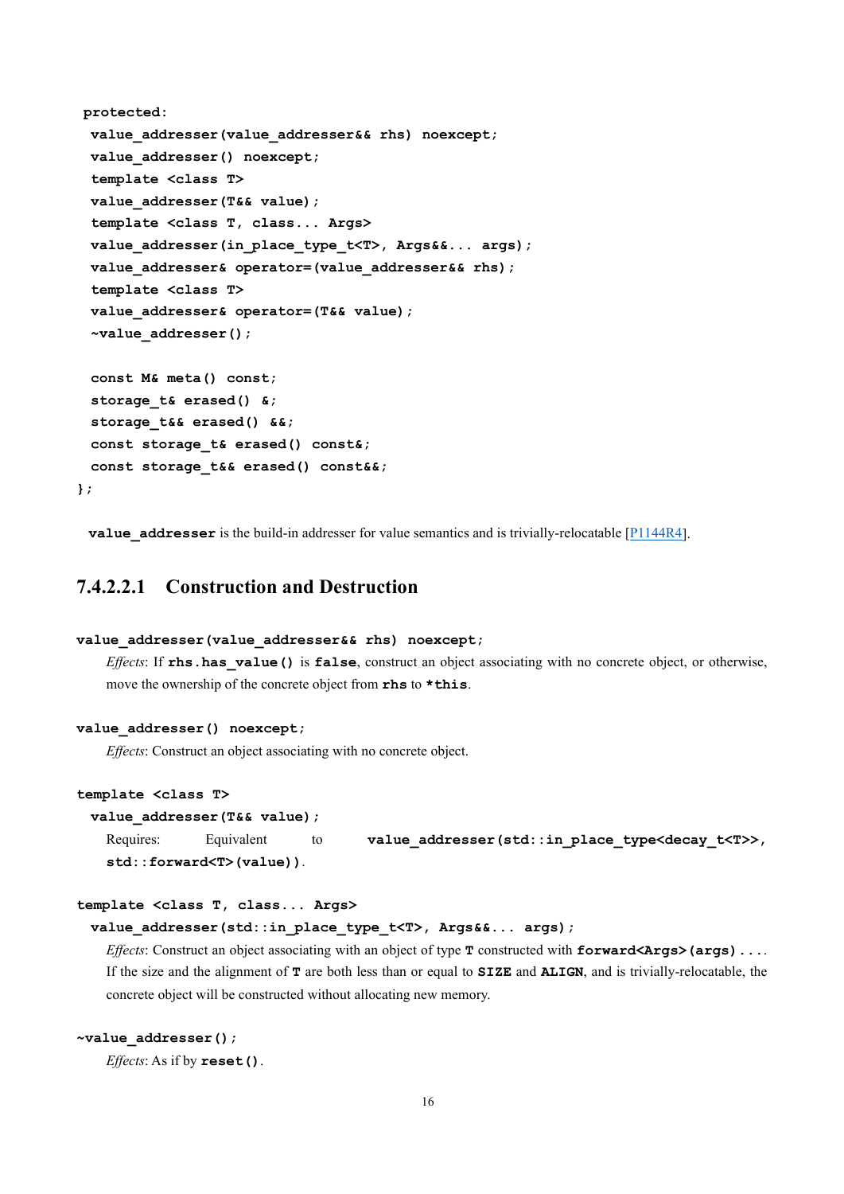```
 protected:
  value_addresser(value_addresser&& rhs) noexcept;
  value_addresser() noexcept;
  template <class T>
  value_addresser(T&& value);
  template <class T, class... Args>
  value_addresser(in_place_type_t<T>, Args&&... args);
  value_addresser& operator=(value_addresser&& rhs);
  template <class T>
  value_addresser& operator=(T&& value);
  ~value_addresser();

  const M& meta() const;
  storage_t& erased() &;
  storage_t&& erased() &&;
  const storage_t& erased() const&;
  const storage_t&& erased() const&&;
};
```

**`value_addresser`** is the build-in addresser for value semantics and is trivially-relocatable [P1144R4].

#### 7.4.2.2.1 Construction and Destruction

**`value_addresser(value_addresser&& rhs) noexcept;`**

*Effects*: If **`rhs.has_value()`** is **`false`**, construct an object associating with no concrete object, or otherwise, move the ownership of the concrete object from **`rhs`** to **`*this`**.

**`value_addresser() noexcept;`**

*Effects*: Construct an object associating with no concrete object.

**`template <class T>`**
**`value_addresser(T&& value);`**

Requires: Equivalent to **`value_addresser(std::in_place_type<decay_t<T>>, std::forward<T>(value))`**.

**`template <class T, class... Args>`**
**`value_addresser(std::in_place_type_t<T>, Args&&... args);`**

*Effects*: Construct an object associating with an object of type **`T`** constructed with **`forward<Args>(args)...`**. If the size and the alignment of **`T`** are both less than or equal to **`SIZE`** and **`ALIGN`**, and is trivially-relocatable, the concrete object will be constructed without allocating new memory.

**`~value_addresser();`**

*Effects*: As if by **`reset()`**.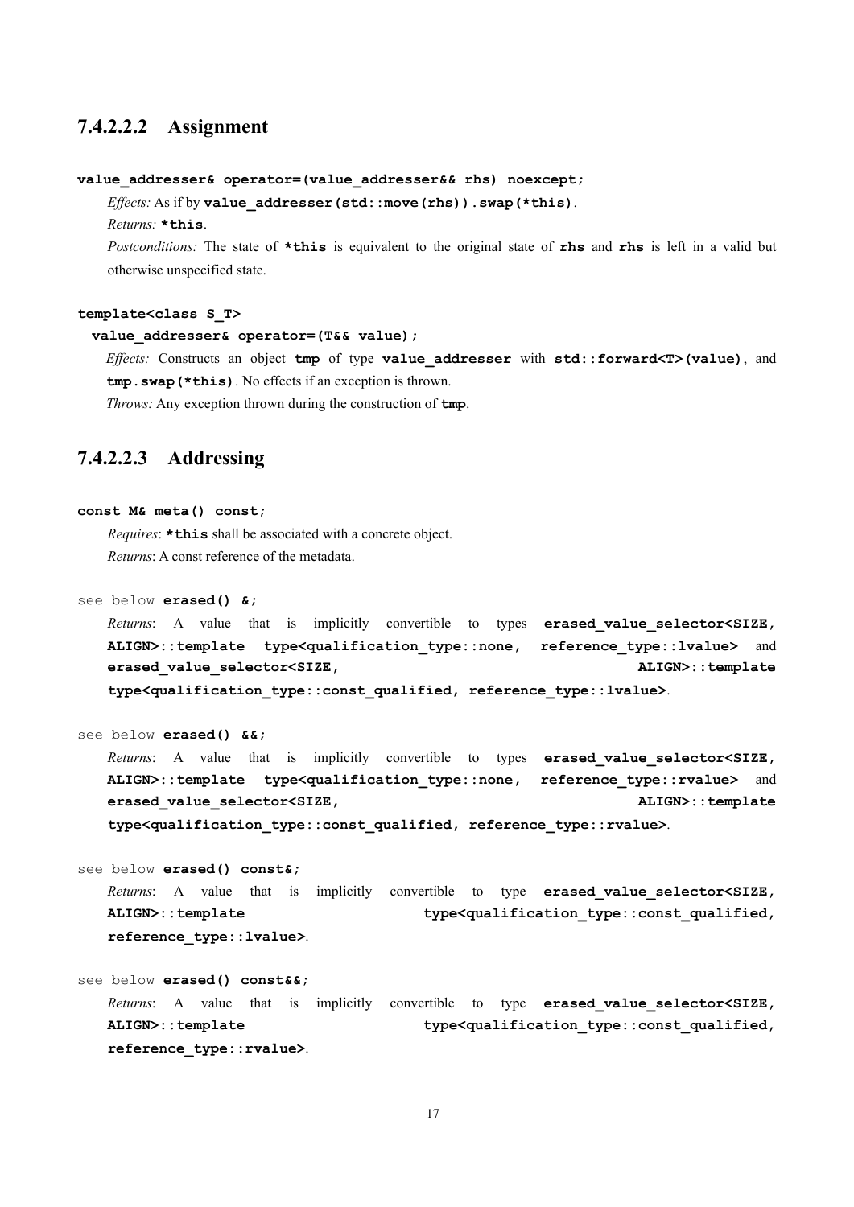### 7.4.2.2.2 Assignment

**`value_addresser& operator=(value_addresser&& rhs) noexcept;`**

*Effects:* As if by **`value_addresser(std::move(rhs)).swap(*this)`**.

*Returns:* **`*this`**.

*Postconditions:* The state of **`*this`** is equivalent to the original state of **`rhs`** and **`rhs`** is left in a valid but otherwise unspecified state.

**`template<class S_T>`**
**`value_addresser& operator=(T&& value);`**

*Effects:* Constructs an object **`tmp`** of type **`value_addresser`** with **`std::forward<T>(value)`**, and **`tmp.swap(*this)`**. No effects if an exception is thrown.

*Throws:* Any exception thrown during the construction of **`tmp`**.

### 7.4.2.2.3 Addressing

**`const M& meta() const;`**

*Requires*: **`*this`** shall be associated with a concrete object.

*Returns*: A const reference of the metadata.

`see below` **`erased() &;`**

*Returns*: A value that is implicitly convertible to types **`erased_value_selector<SIZE, ALIGN>::template type<qualification_type::none, reference_type::lvalue>`** and **`erased_value_selector<SIZE, ALIGN>::template type<qualification_type::const_qualified, reference_type::lvalue>`**.

`see below` **`erased() &&;`**

*Returns*: A value that is implicitly convertible to types **`erased_value_selector<SIZE, ALIGN>::template type<qualification_type::none, reference_type::rvalue>`** and **`erased_value_selector<SIZE, ALIGN>::template type<qualification_type::const_qualified, reference_type::rvalue>`**.

`see below` **`erased() const&;`**

*Returns*: A value that is implicitly convertible to type **`erased_value_selector<SIZE, ALIGN>::template type<qualification_type::const_qualified, reference_type::lvalue>`**.

`see below` **`erased() const&&;`**

*Returns*: A value that is implicitly convertible to type **`erased_value_selector<SIZE, ALIGN>::template type<qualification_type::const_qualified, reference_type::rvalue>`**.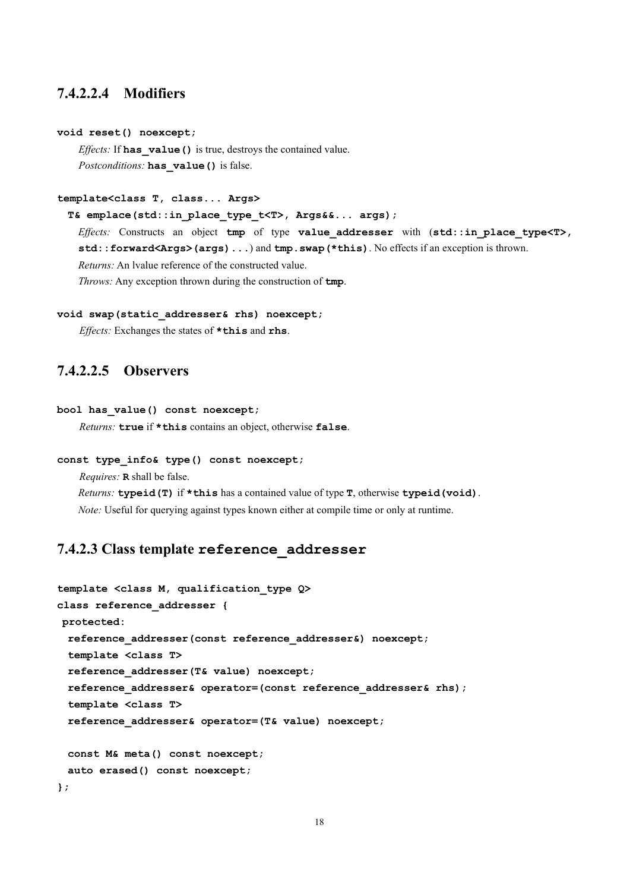#### 7.4.2.2.4 Modifiers

```
void reset() noexcept;
```

*Effects:* If `has_value()` is true, destroys the contained value.
*Postconditions:* `has_value()` is false.

```
template<class T, class... Args>
  T& emplace(std::in_place_type_t<T>, Args&&... args);
```

*Effects:* Constructs an object `tmp` of type `value_addresser` with (`std::in_place_type<T>, std::forward<Args>(args)...`) and `tmp.swap(*this)`. No effects if an exception is thrown.
*Returns:* An lvalue reference of the constructed value.
*Throws:* Any exception thrown during the construction of `tmp`.

```
void swap(static_addresser& rhs) noexcept;
```

*Effects:* Exchanges the states of `*this` and `rhs`.

#### 7.4.2.2.5 Observers

```
bool has_value() const noexcept;
```

*Returns:* `true` if `*this` contains an object, otherwise `false`.

```
const type_info& type() const noexcept;
```

*Requires:* `R` shall be false.
*Returns:* `typeid(T)` if `*this` has a contained value of type `T`, otherwise `typeid(void)`.
*Note:* Useful for querying against types known either at compile time or only at runtime.

### 7.4.2.3 Class template `reference_addresser`

```
template <class M, qualification_type Q>
class reference_addresser {
 protected:
  reference_addresser(const reference_addresser&) noexcept;
  template <class T>
  reference_addresser(T& value) noexcept;
  reference_addresser& operator=(const reference_addresser& rhs);
  template <class T>
  reference_addresser& operator=(T& value) noexcept;

  const M& meta() const noexcept;
  auto erased() const noexcept;
};
```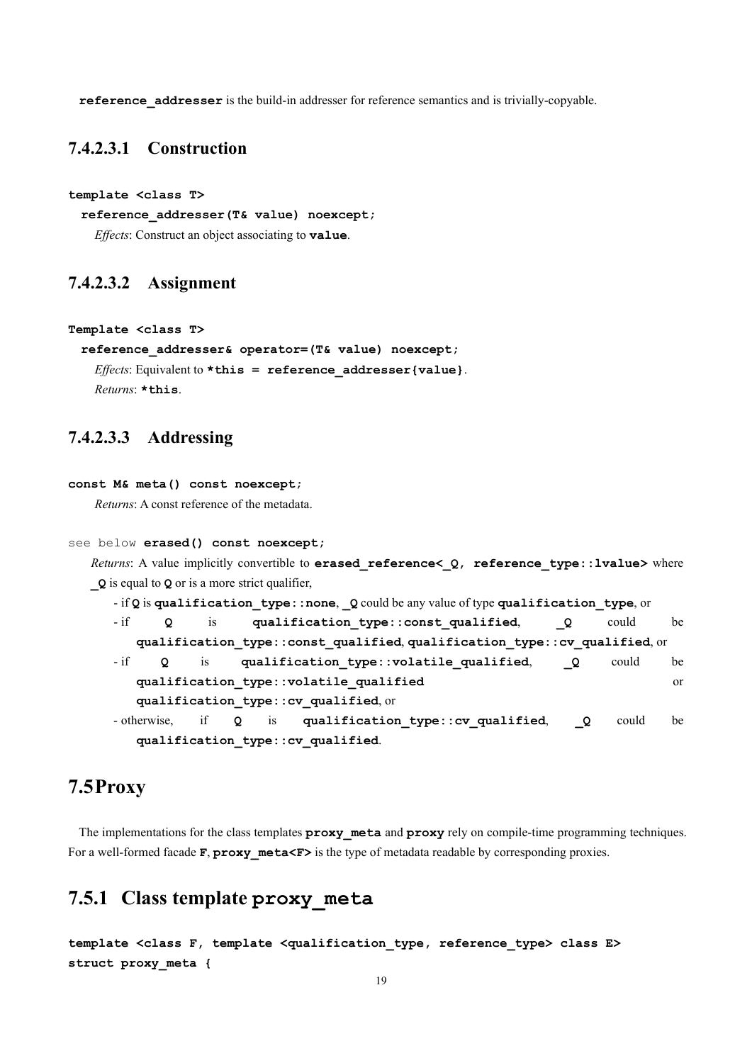**reference_addresser** is the build-in addresser for reference semantics and is trivially-copyable.

#### 7.4.2.3.1 Construction

```
template <class T>
  reference_addresser(T& value) noexcept;
```

*Effects*: Construct an object associating to **value**.

#### 7.4.2.3.2 Assignment

```
Template <class T>
  reference_addresser& operator=(T& value) noexcept;
```

*Effects*: Equivalent to **\*this = reference_addresser{value}**.

*Returns*: **\*this**.

#### 7.4.2.3.3 Addressing

```
const M& meta() const noexcept;
```

*Returns*: A const reference of the metadata.

```
see below erased() const noexcept;
```

*Returns*: A value implicitly convertible to **erased_reference<_Q, reference_type::lvalue>** where **_Q** is equal to **Q** or is a more strict qualifier,

- if **Q** is **qualification_type::none**, **_Q** could be any value of type **qualification_type**, or
- if **Q** is **qualification_type::const_qualified**, **_Q** could be **qualification_type::const_qualified**, **qualification_type::cv_qualified**, or
- if **Q** is **qualification_type::volatile_qualified**, **_Q** could be **qualification_type::volatile_qualified** or **qualification_type::cv_qualified**, or
- otherwise, if **Q** is **qualification_type::cv_qualified**, **_Q** could be **qualification_type::cv_qualified**.

## 7.5 Proxy

The implementations for the class templates **proxy_meta** and **proxy** rely on compile-time programming techniques. For a well-formed facade **F**, **proxy_meta<F>** is the type of metadata readable by corresponding proxies.

### 7.5.1 Class template proxy_meta

```
template <class F, template <qualification_type, reference_type> class E>
struct proxy_meta {
```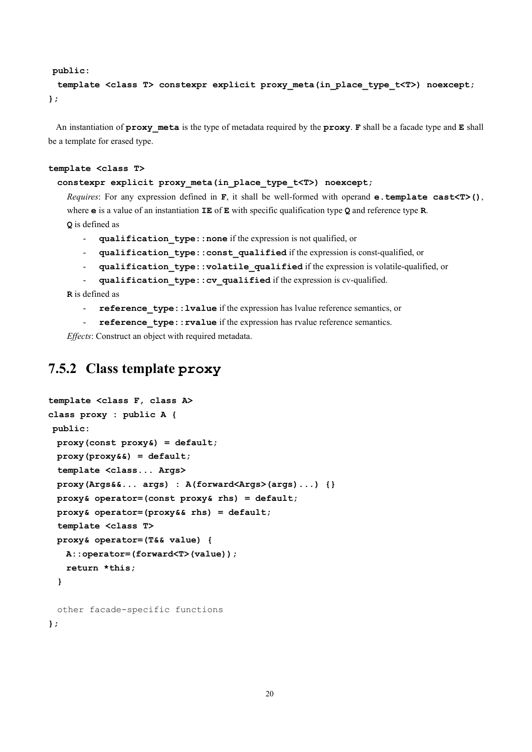```
 public:
  template <class T> constexpr explicit proxy_meta(in_place_type_t<T>) noexcept;
};
```

An instantiation of **proxy_meta** is the type of metadata required by the **proxy**. **F** shall be a facade type and **E** shall be a template for erased type.

```
template <class T>
  constexpr explicit proxy_meta(in_place_type_t<T>) noexcept;
```

*Requires*: For any expression defined in **F**, it shall be well-formed with operand **e.template cast<T>()**, where **e** is a value of an instantiation **IE** of **E** with specific qualification type **Q** and reference type **R**.

**Q** is defined as

- **qualification_type::none** if the expression is not qualified, or
- **qualification_type::const_qualified** if the expression is const-qualified, or
- **qualification_type::volatile_qualified** if the expression is volatile-qualified, or
- **qualification_type::cv_qualified** if the expression is cv-qualified.

**R** is defined as

- **reference_type::lvalue** if the expression has lvalue reference semantics, or
- **reference_type::rvalue** if the expression has rvalue reference semantics.

*Effects*: Construct an object with required metadata.

## 7.5.2 Class template proxy

```
template <class F, class A>
class proxy : public A {
 public:
  proxy(const proxy&) = default;
  proxy(proxy&&) = default;
  template <class... Args>
  proxy(Args&&... args) : A(forward<Args>(args)...) {}
  proxy& operator=(const proxy& rhs) = default;
  proxy& operator=(proxy&& rhs) = default;
  template <class T>
  proxy& operator=(T&& value) {
    A::operator=(forward<T>(value));
    return *this;
  }

  other facade-specific functions
};
```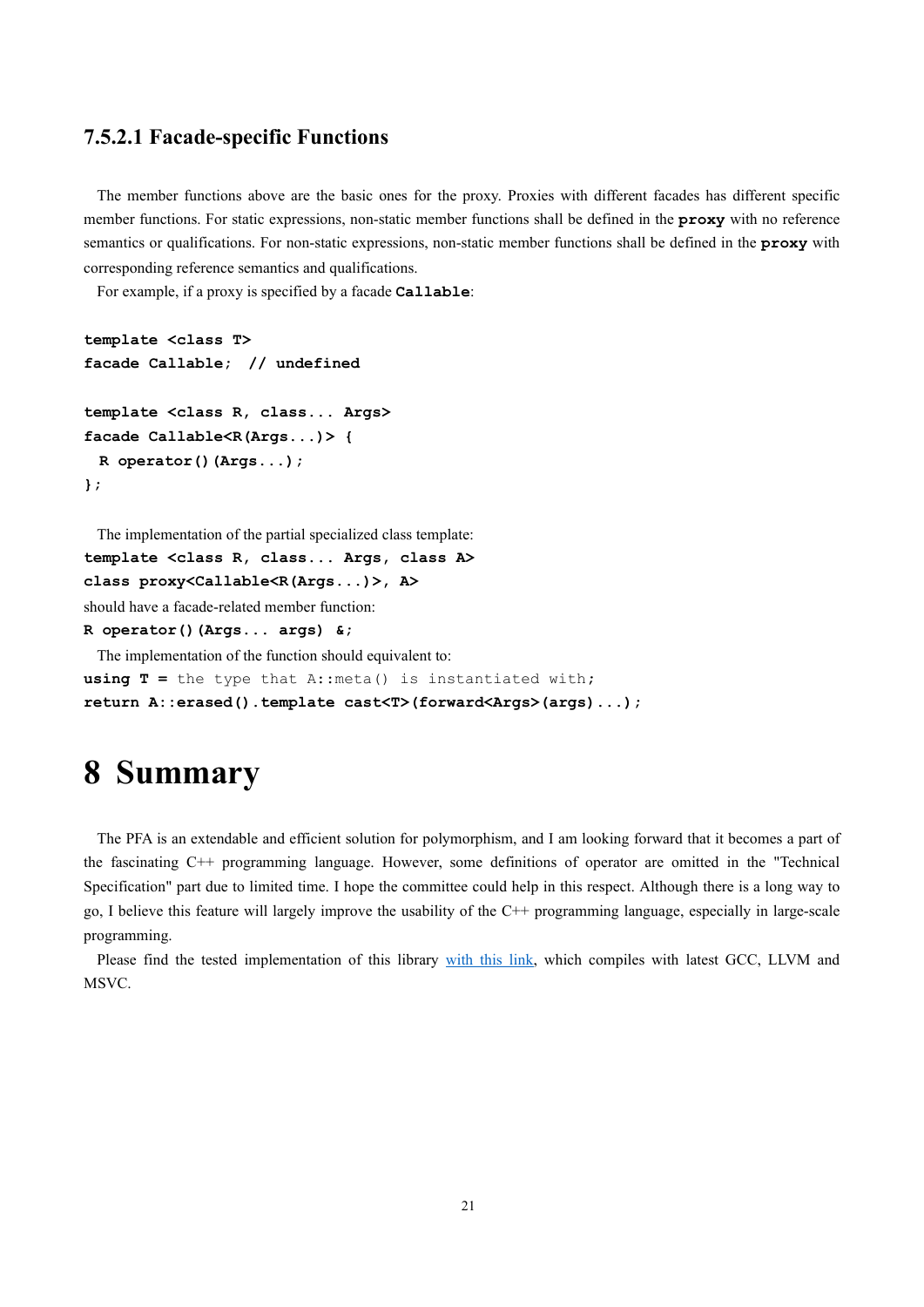### 7.5.2.1 Facade-specific Functions

The member functions above are the basic ones for the proxy. Proxies with different facades has different specific member functions. For static expressions, non-static member functions shall be defined in the **proxy** with no reference semantics or qualifications. For non-static expressions, non-static member functions shall be defined in the **proxy** with corresponding reference semantics and qualifications.

For example, if a proxy is specified by a facade **Callable**:

```
template <class T>
facade Callable;  // undefined

template <class R, class... Args>
facade Callable<R(Args...)> {
  R operator()(Args...);
};
```

The implementation of the partial specialized class template:

```
template <class R, class... Args, class A>
class proxy<Callable<R(Args...)>, A>
```

should have a facade-related member function:

```
R operator()(Args... args) &;
```

The implementation of the function should equivalent to:

```
using T = the type that A::meta() is instantiated with;
return A::erased().template cast<T>(forward<Args>(args)...);
```

# 8 Summary

The PFA is an extendable and efficient solution for polymorphism, and I am looking forward that it becomes a part of the fascinating C++ programming language. However, some definitions of operator are omitted in the "Technical Specification" part due to limited time. I hope the committee could help in this respect. Although there is a long way to go, I believe this feature will largely improve the usability of the C++ programming language, especially in large-scale programming.

Please find the tested implementation of this library with this link, which compiles with latest GCC, LLVM and MSVC.